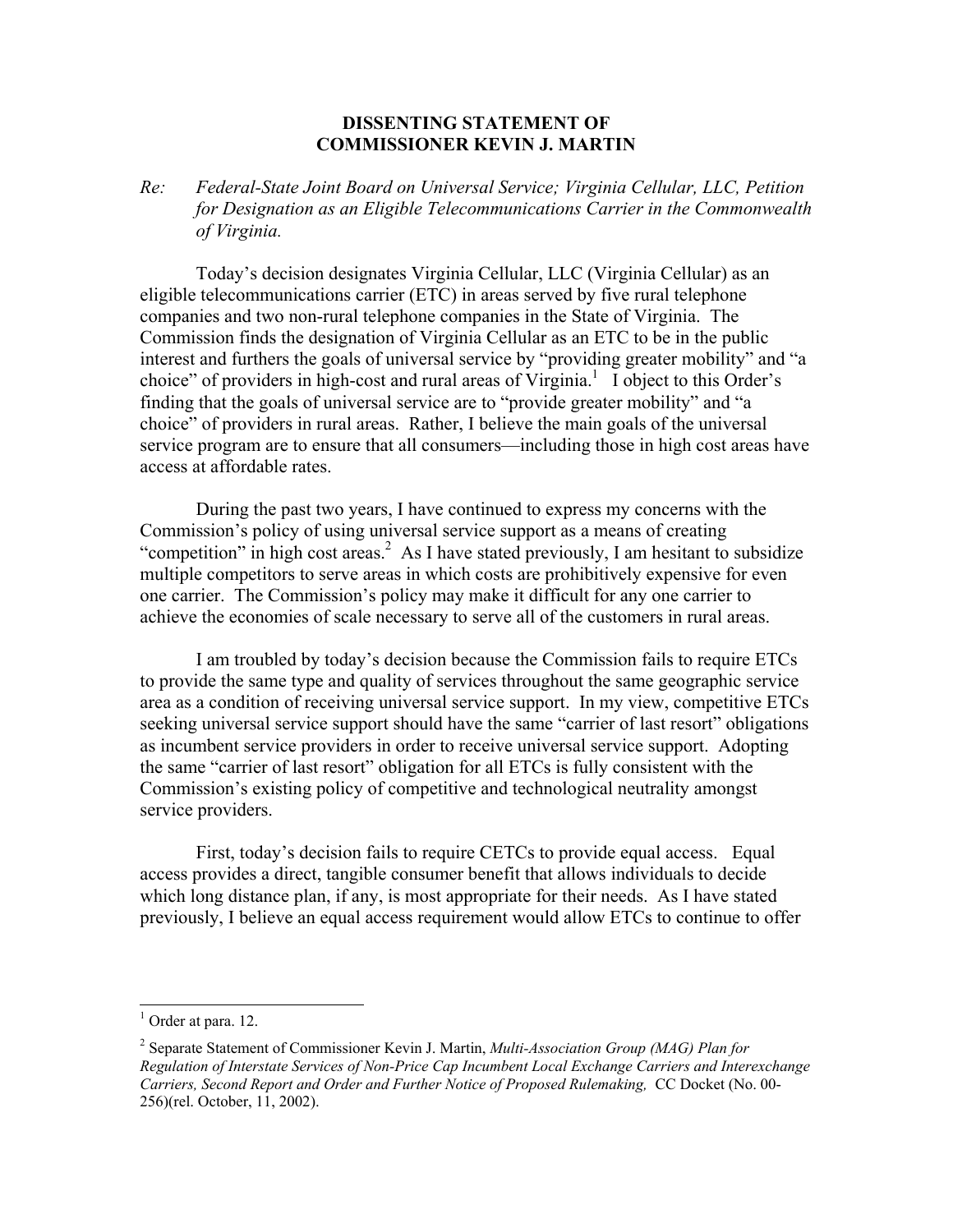**DISSENTING STATEMENT OF**
**COMMISSIONER KEVIN J. MARTIN**

*Re: Federal-State Joint Board on Universal Service; Virginia Cellular, LLC, Petition for Designation as an Eligible Telecommunications Carrier in the Commonwealth of Virginia.*

Today's decision designates Virginia Cellular, LLC (Virginia Cellular) as an eligible telecommunications carrier (ETC) in areas served by five rural telephone companies and two non-rural telephone companies in the State of Virginia. The Commission finds the designation of Virginia Cellular as an ETC to be in the public interest and furthers the goals of universal service by "providing greater mobility" and "a choice" of providers in high-cost and rural areas of Virginia.[1] I object to this Order's finding that the goals of universal service are to "provide greater mobility" and "a choice" of providers in rural areas. Rather, I believe the main goals of the universal service program are to ensure that all consumers—including those in high cost areas have access at affordable rates.

During the past two years, I have continued to express my concerns with the Commission's policy of using universal service support as a means of creating "competition" in high cost areas.[2] As I have stated previously, I am hesitant to subsidize multiple competitors to serve areas in which costs are prohibitively expensive for even one carrier. The Commission's policy may make it difficult for any one carrier to achieve the economies of scale necessary to serve all of the customers in rural areas.

I am troubled by today's decision because the Commission fails to require ETCs to provide the same type and quality of services throughout the same geographic service area as a condition of receiving universal service support. In my view, competitive ETCs seeking universal service support should have the same "carrier of last resort" obligations as incumbent service providers in order to receive universal service support. Adopting the same "carrier of last resort" obligation for all ETCs is fully consistent with the Commission's existing policy of competitive and technological neutrality amongst service providers.

First, today's decision fails to require CETCs to provide equal access. Equal access provides a direct, tangible consumer benefit that allows individuals to decide which long distance plan, if any, is most appropriate for their needs. As I have stated previously, I believe an equal access requirement would allow ETCs to continue to offer

---

[1] Order at para. 12.

[2] Separate Statement of Commissioner Kevin J. Martin, *Multi-Association Group (MAG) Plan for Regulation of Interstate Services of Non-Price Cap Incumbent Local Exchange Carriers and Interexchange Carriers, Second Report and Order and Further Notice of Proposed Rulemaking,* CC Docket (No. 00-256)(rel. October, 11, 2002).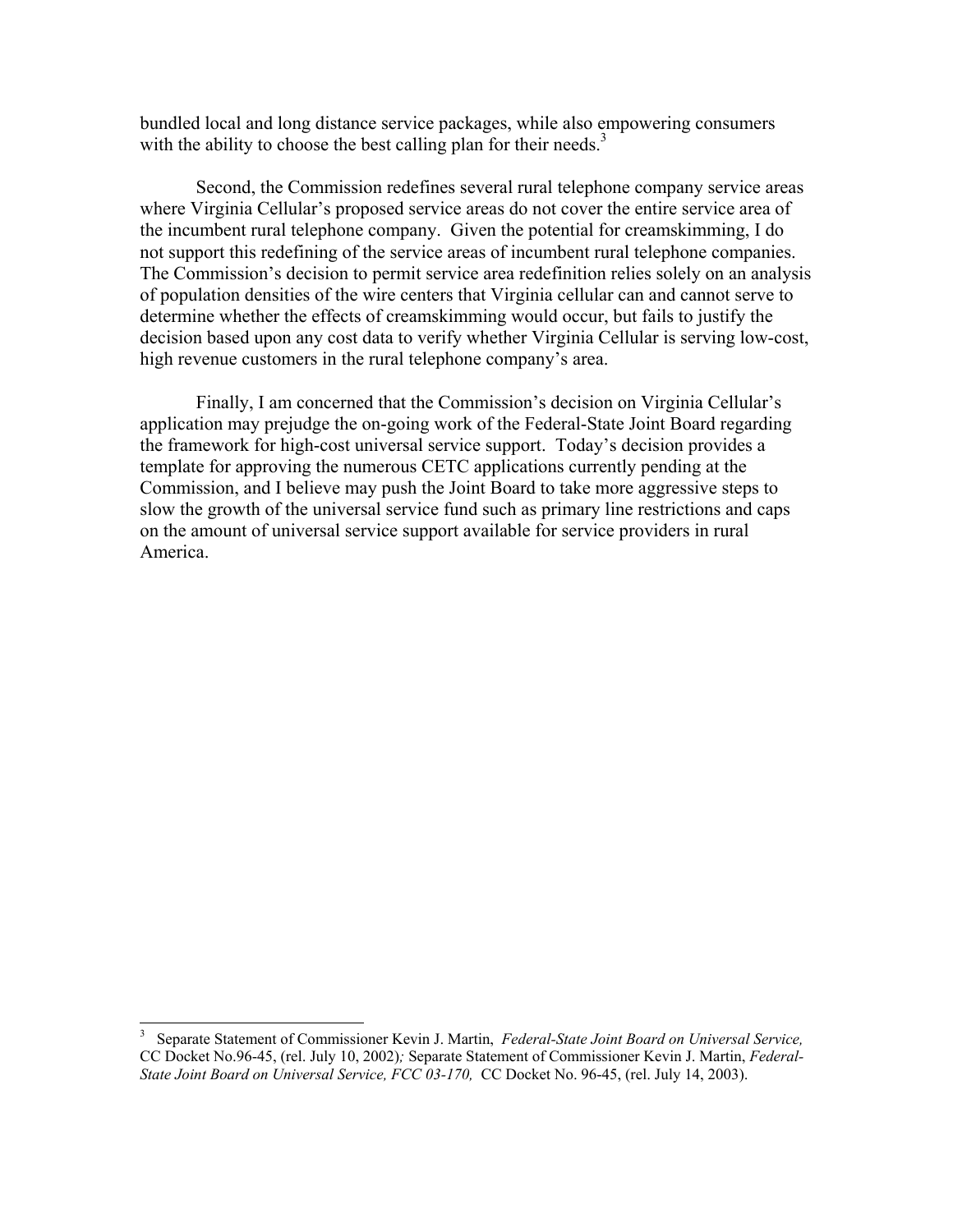bundled local and long distance service packages, while also empowering consumers with the ability to choose the best calling plan for their needs.[3]

Second, the Commission redefines several rural telephone company service areas where Virginia Cellular's proposed service areas do not cover the entire service area of the incumbent rural telephone company. Given the potential for creamskimming, I do not support this redefining of the service areas of incumbent rural telephone companies. The Commission's decision to permit service area redefinition relies solely on an analysis of population densities of the wire centers that Virginia cellular can and cannot serve to determine whether the effects of creamskimming would occur, but fails to justify the decision based upon any cost data to verify whether Virginia Cellular is serving low-cost, high revenue customers in the rural telephone company's area.

Finally, I am concerned that the Commission's decision on Virginia Cellular's application may prejudge the on-going work of the Federal-State Joint Board regarding the framework for high-cost universal service support. Today's decision provides a template for approving the numerous CETC applications currently pending at the Commission, and I believe may push the Joint Board to take more aggressive steps to slow the growth of the universal service fund such as primary line restrictions and caps on the amount of universal service support available for service providers in rural America.

---

[3] Separate Statement of Commissioner Kevin J. Martin, *Federal-State Joint Board on Universal Service,* CC Docket No.96-45, (rel. July 10, 2002)*;* Separate Statement of Commissioner Kevin J. Martin, *Federal-State Joint Board on Universal Service, FCC 03-170,* CC Docket No. 96-45, (rel. July 14, 2003).